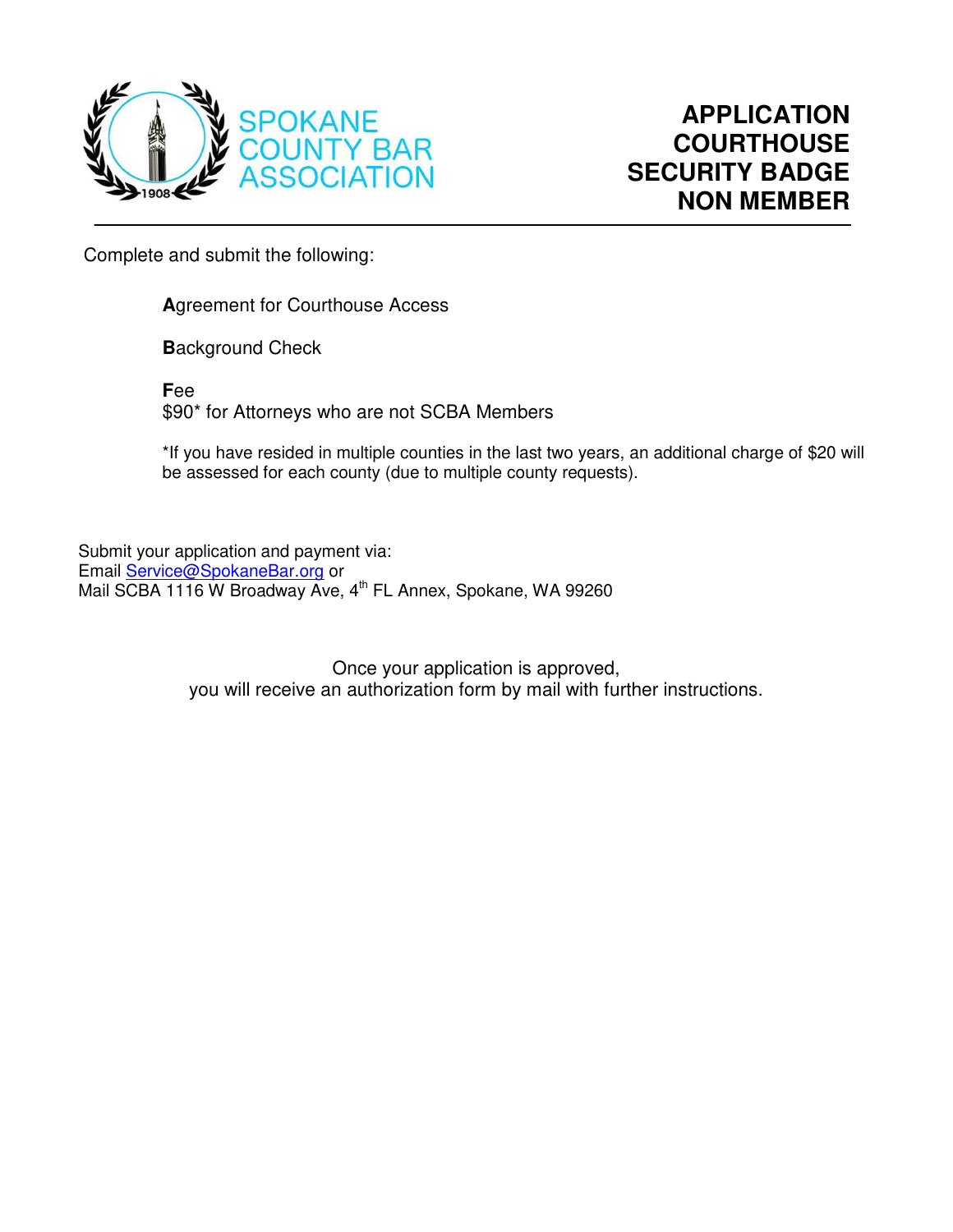SPOKANE COUNTY BAR ASSOCIATION

# APPLICATION COURTHOUSE SECURITY BADGE NON MEMBER

Complete and submit the following:

**A**greement for Courthouse Access

**B**ackground Check

**F**ee
$90* for Attorneys who are not SCBA Members

*If you have resided in multiple counties in the last two years, an additional charge of $20 will be assessed for each county (due to multiple county requests).

Submit your application and payment via:
Email Service@SpokaneBar.org or
Mail SCBA 1116 W Broadway Ave, 4th FL Annex, Spokane, WA 99260

Once your application is approved,
you will receive an authorization form by mail with further instructions.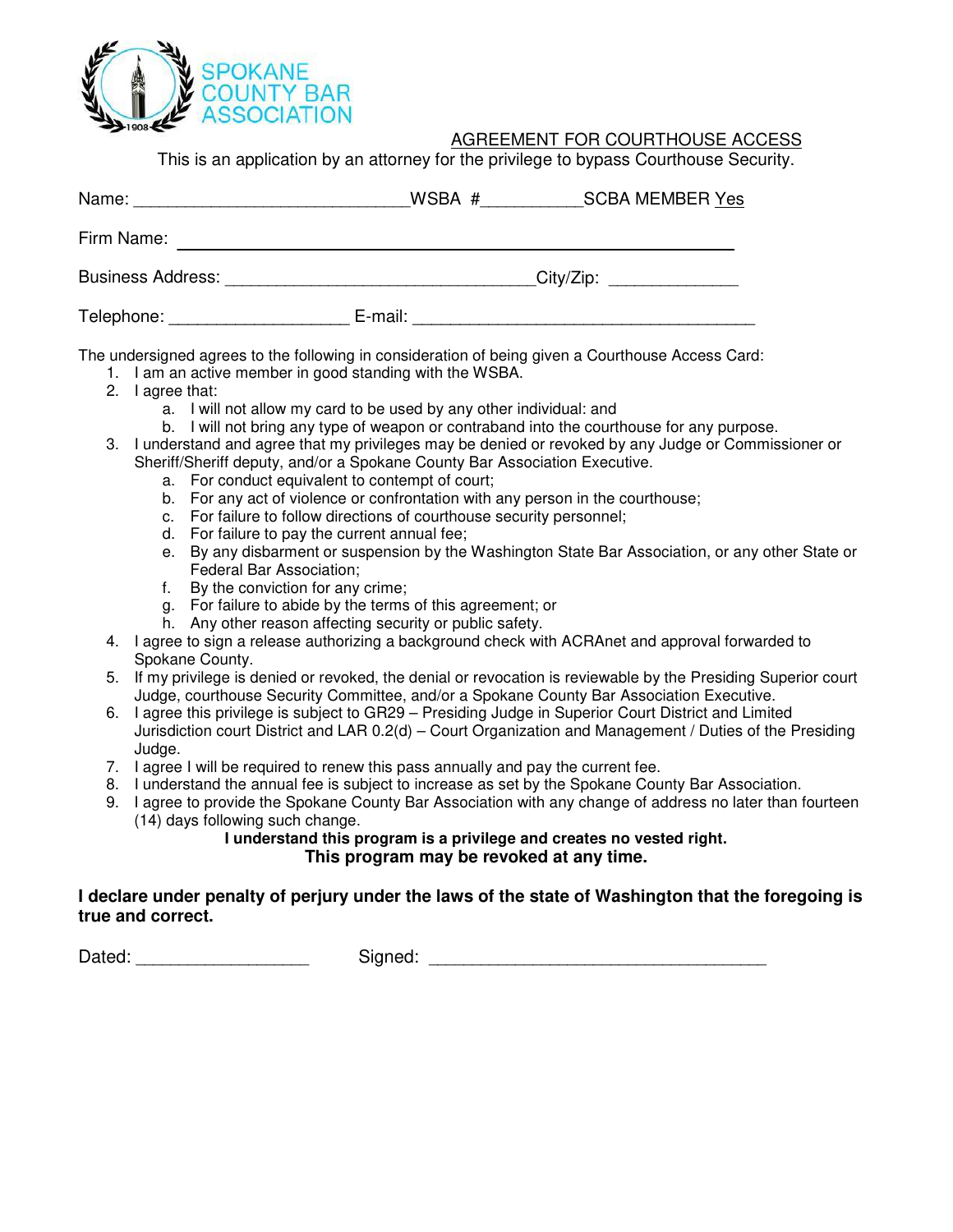SPOKANE COUNTY BAR ASSOCIATION

# AGREEMENT FOR COURTHOUSE ACCESS

This is an application by an attorney for the privilege to bypass Courthouse Security.

Name: ____________________________WSBA #__________SCBA MEMBER Yes

Firm Name: ______________________________________________________

Business Address: ________________________________City/Zip: _____________

Telephone: __________________ E-mail: ___________________________________

The undersigned agrees to the following in consideration of being given a Courthouse Access Card:

1. I am an active member in good standing with the WSBA.
2. I agree that:
   a. I will not allow my card to be used by any other individual: and
   b. I will not bring any type of weapon or contraband into the courthouse for any purpose.
3. I understand and agree that my privileges may be denied or revoked by any Judge or Commissioner or Sheriff/Sheriff deputy, and/or a Spokane County Bar Association Executive.
   a. For conduct equivalent to contempt of court;
   b. For any act of violence or confrontation with any person in the courthouse;
   c. For failure to follow directions of courthouse security personnel;
   d. For failure to pay the current annual fee;
   e. By any disbarment or suspension by the Washington State Bar Association, or any other State or Federal Bar Association;
   f. By the conviction for any crime;
   g. For failure to abide by the terms of this agreement; or
   h. Any other reason affecting security or public safety.
4. I agree to sign a release authorizing a background check with ACRAnet and approval forwarded to Spokane County.
5. If my privilege is denied or revoked, the denial or revocation is reviewable by the Presiding Superior court Judge, courthouse Security Committee, and/or a Spokane County Bar Association Executive.
6. I agree this privilege is subject to GR29 – Presiding Judge in Superior Court District and Limited Jurisdiction court District and LAR 0.2(d) – Court Organization and Management / Duties of the Presiding Judge.
7. I agree I will be required to renew this pass annually and pay the current fee.
8. I understand the annual fee is subject to increase as set by the Spokane County Bar Association.
9. I agree to provide the Spokane County Bar Association with any change of address no later than fourteen (14) days following such change.

**I understand this program is a privilege and creates no vested right.**

**This program may be revoked at any time.**

**I declare under penalty of perjury under the laws of the state of Washington that the foregoing is true and correct.**

Dated: _________________ Signed: _________________________________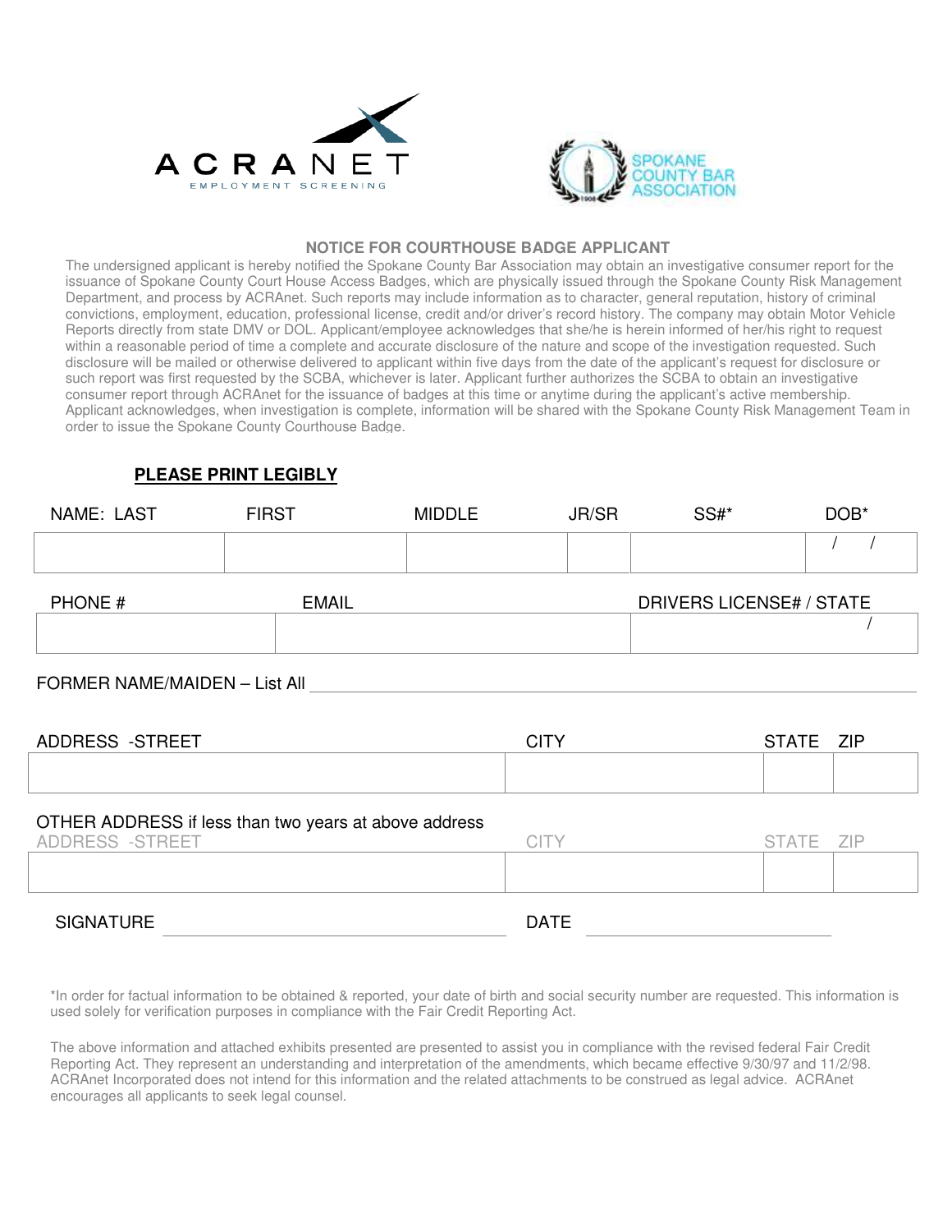ACRANET
EMPLOYMENT SCREENING

SPOKANE COUNTY BAR ASSOCIATION

## NOTICE FOR COURTHOUSE BADGE APPLICANT

The undersigned applicant is hereby notified the Spokane County Bar Association may obtain an investigative consumer report for the issuance of Spokane County Court House Access Badges, which are physically issued through the Spokane County Risk Management Department, and process by ACRAnet. Such reports may include information as to character, general reputation, history of criminal convictions, employment, education, professional license, credit and/or driver's record history. The company may obtain Motor Vehicle Reports directly from state DMV or DOL. Applicant/employee acknowledges that she/he is herein informed of her/his right to request within a reasonable period of time a complete and accurate disclosure of the nature and scope of the investigation requested. Such disclosure will be mailed or otherwise delivered to applicant within five days from the date of the applicant's request for disclosure or such report was first requested by the SCBA, whichever is later. Applicant further authorizes the SCBA to obtain an investigative consumer report through ACRAnet for the issuance of badges at this time or anytime during the applicant's active membership. Applicant acknowledges, when investigation is complete, information will be shared with the Spokane County Risk Management Team in order to issue the Spokane County Courthouse Badge.

**PLEASE PRINT LEGIBLY**

| NAME: LAST | FIRST | MIDDLE | JR/SR | SS#* | DOB* |
|---|---|---|---|---|---|
| | | | | | / / |

| PHONE # | EMAIL | DRIVERS LICENSE# / STATE |
|---|---|---|
| | | / |

FORMER NAME/MAIDEN – List All ______________________________

| ADDRESS -STREET | CITY | STATE | ZIP |
|---|---|---|---|
| | | | |

OTHER ADDRESS if less than two years at above address

| ADDRESS -STREET | CITY | STATE | ZIP |
|---|---|---|---|
| | | | |

SIGNATURE ______________________________ DATE ______________________

*In order for factual information to be obtained & reported, your date of birth and social security number are requested. This information is used solely for verification purposes in compliance with the Fair Credit Reporting Act.

The above information and attached exhibits presented are presented to assist you in compliance with the revised federal Fair Credit Reporting Act. They represent an understanding and interpretation of the amendments, which became effective 9/30/97 and 11/2/98. ACRAnet Incorporated does not intend for this information and the related attachments to be construed as legal advice. ACRAnet encourages all applicants to seek legal counsel.